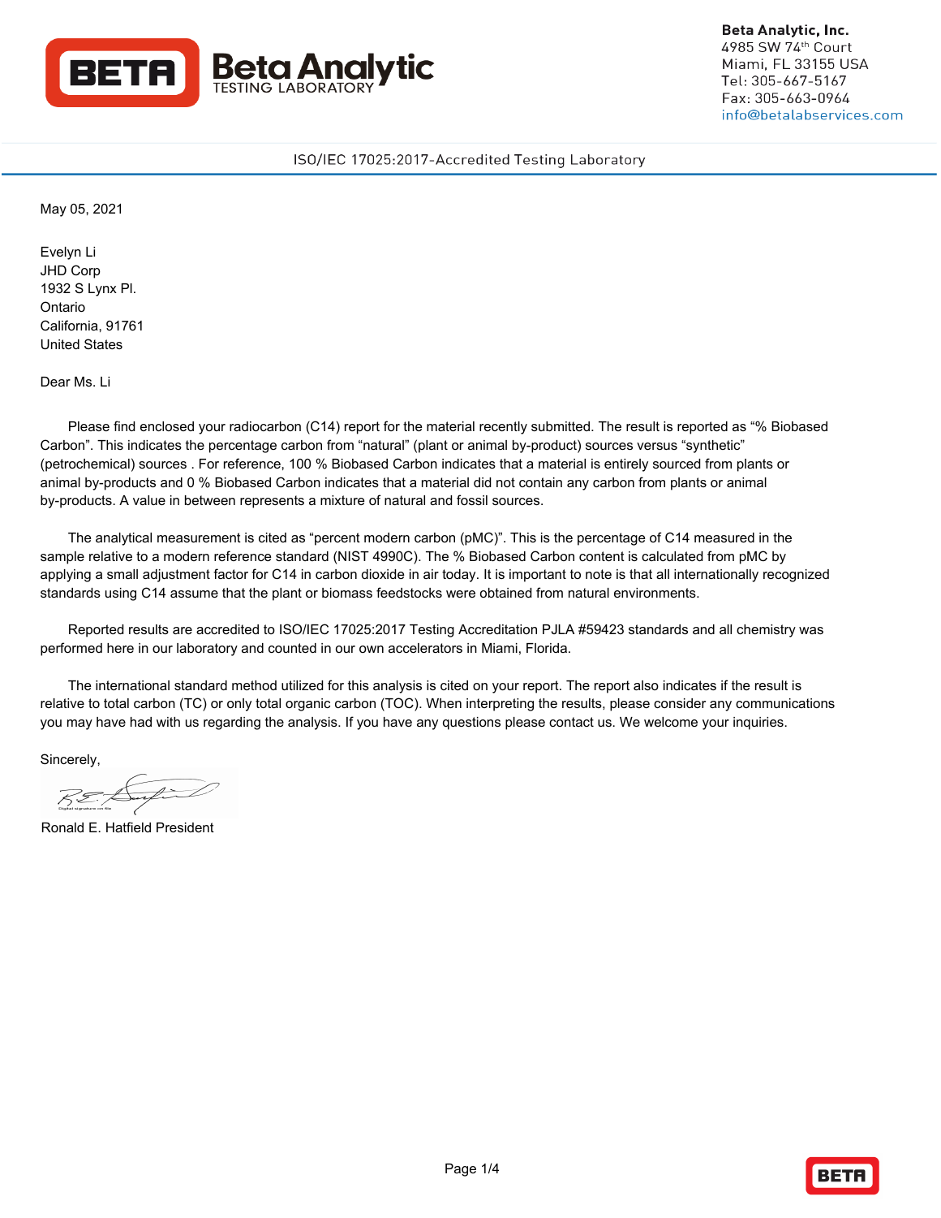**Beta Analytic, Inc.**
4985 SW 74th Court
Miami, FL 33155 USA
Tel: 305-667-5167
Fax: 305-663-0964
info@betalabservices.com

ISO/IEC 17025:2017-Accredited Testing Laboratory

May 05, 2021

Evelyn Li
JHD Corp
1932 S Lynx Pl.
Ontario
California, 91761
United States

Dear Ms. Li

Please find enclosed your radiocarbon (C14) report for the material recently submitted. The result is reported as "% Biobased Carbon". This indicates the percentage carbon from "natural" (plant or animal by-product) sources versus "synthetic" (petrochemical) sources . For reference, 100 % Biobased Carbon indicates that a material is entirely sourced from plants or animal by-products and 0 % Biobased Carbon indicates that a material did not contain any carbon from plants or animal by-products. A value in between represents a mixture of natural and fossil sources.

The analytical measurement is cited as "percent modern carbon (pMC)". This is the percentage of C14 measured in the sample relative to a modern reference standard (NIST 4990C). The % Biobased Carbon content is calculated from pMC by applying a small adjustment factor for C14 in carbon dioxide in air today. It is important to note is that all internationally recognized standards using C14 assume that the plant or biomass feedstocks were obtained from natural environments.

Reported results are accredited to ISO/IEC 17025:2017 Testing Accreditation PJLA #59423 standards and all chemistry was performed here in our laboratory and counted in our own accelerators in Miami, Florida.

The international standard method utilized for this analysis is cited on your report. The report also indicates if the result is relative to total carbon (TC) or only total organic carbon (TOC). When interpreting the results, please consider any communications you may have had with us regarding the analysis. If you have any questions please contact us. We welcome your inquiries.

Sincerely,

Ronald E. Hatfield President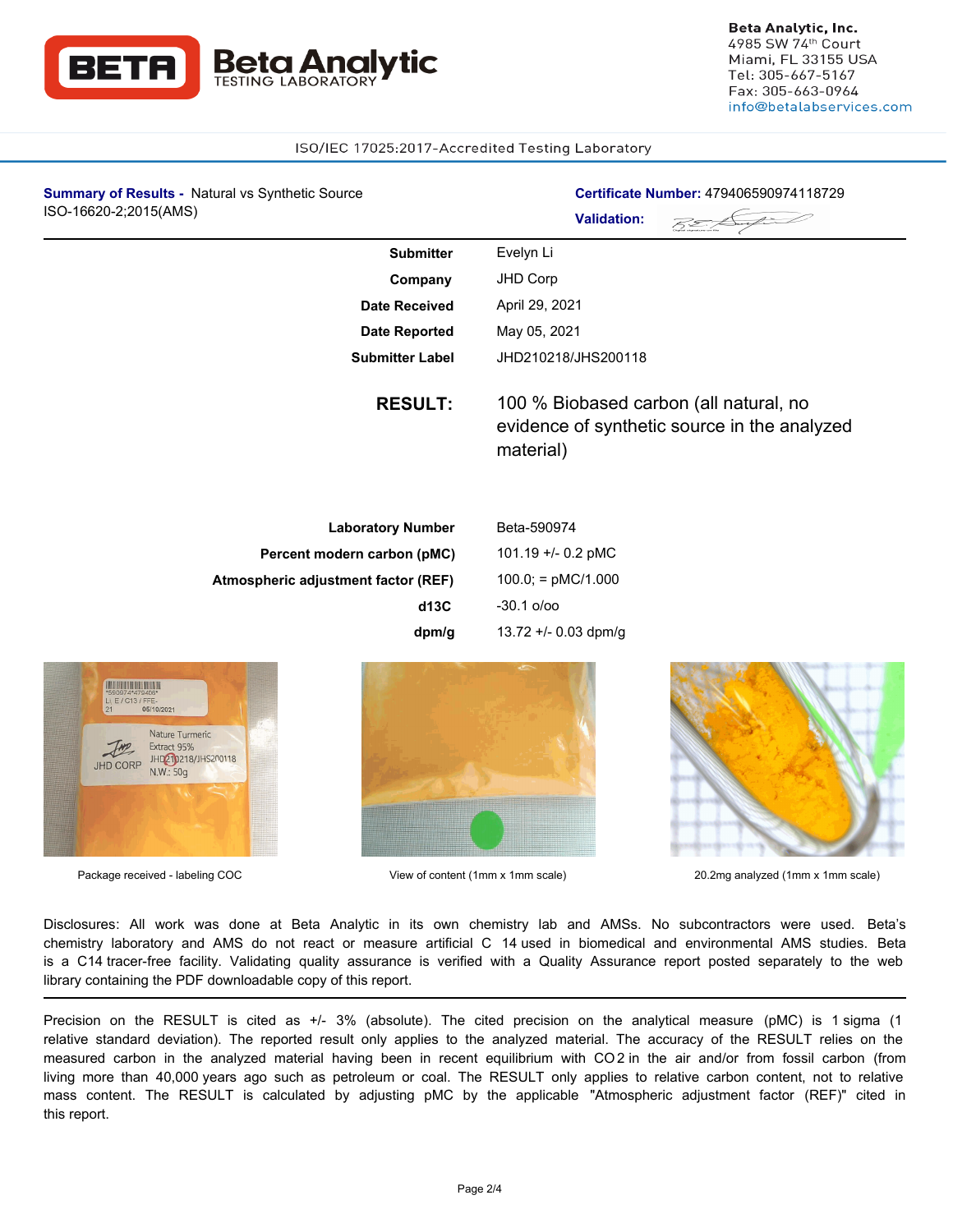**Beta Analytic, Inc.**
4985 SW 74th Court
Miami, FL 33155 USA
Tel: 305-667-5167
Fax: 305-663-0964
info@betalabservices.com

ISO/IEC 17025:2017-Accredited Testing Laboratory

**Summary of Results -** Natural vs Synthetic Source
ISO-16620-2;2015(AMS)

**Certificate Number:** 479406590974118729

**Validation:**

| | |
|---|---|
| **Submitter** | Evelyn Li |
| **Company** | JHD Corp |
| **Date Received** | April 29, 2021 |
| **Date Reported** | May 05, 2021 |
| **Submitter Label** | JHD210218/JHS200118 |

**RESULT:** 100 % Biobased carbon (all natural, no evidence of synthetic source in the analyzed material)

| | |
|---|---|
| **Laboratory Number** | Beta-590974 |
| **Percent modern carbon (pMC)** | 101.19 +/- 0.2 pMC |
| **Atmospheric adjustment factor (REF)** | 100.0; = pMC/1.000 |
| **d13C** | -30.1 o/oo |
| **dpm/g** | 13.72 +/- 0.03 dpm/g |

Package received - labeling COC

View of content (1mm x 1mm scale)

20.2mg analyzed (1mm x 1mm scale)

Disclosures: All work was done at Beta Analytic in its own chemistry lab and AMSs. No subcontractors were used. Beta's chemistry laboratory and AMS do not react or measure artificial C 14 used in biomedical and environmental AMS studies. Beta is a C14 tracer-free facility. Validating quality assurance is verified with a Quality Assurance report posted separately to the web library containing the PDF downloadable copy of this report.

Precision on the RESULT is cited as +/- 3% (absolute). The cited precision on the analytical measure (pMC) is 1 sigma (1 relative standard deviation). The reported result only applies to the analyzed material. The accuracy of the RESULT relies on the measured carbon in the analyzed material having been in recent equilibrium with $CO_2$ in the air and/or from fossil carbon (from living more than 40,000 years ago such as petroleum or coal. The RESULT only applies to relative carbon content, not to relative mass content. The RESULT is calculated by adjusting pMC by the applicable "Atmospheric adjustment factor (REF)" cited in this report.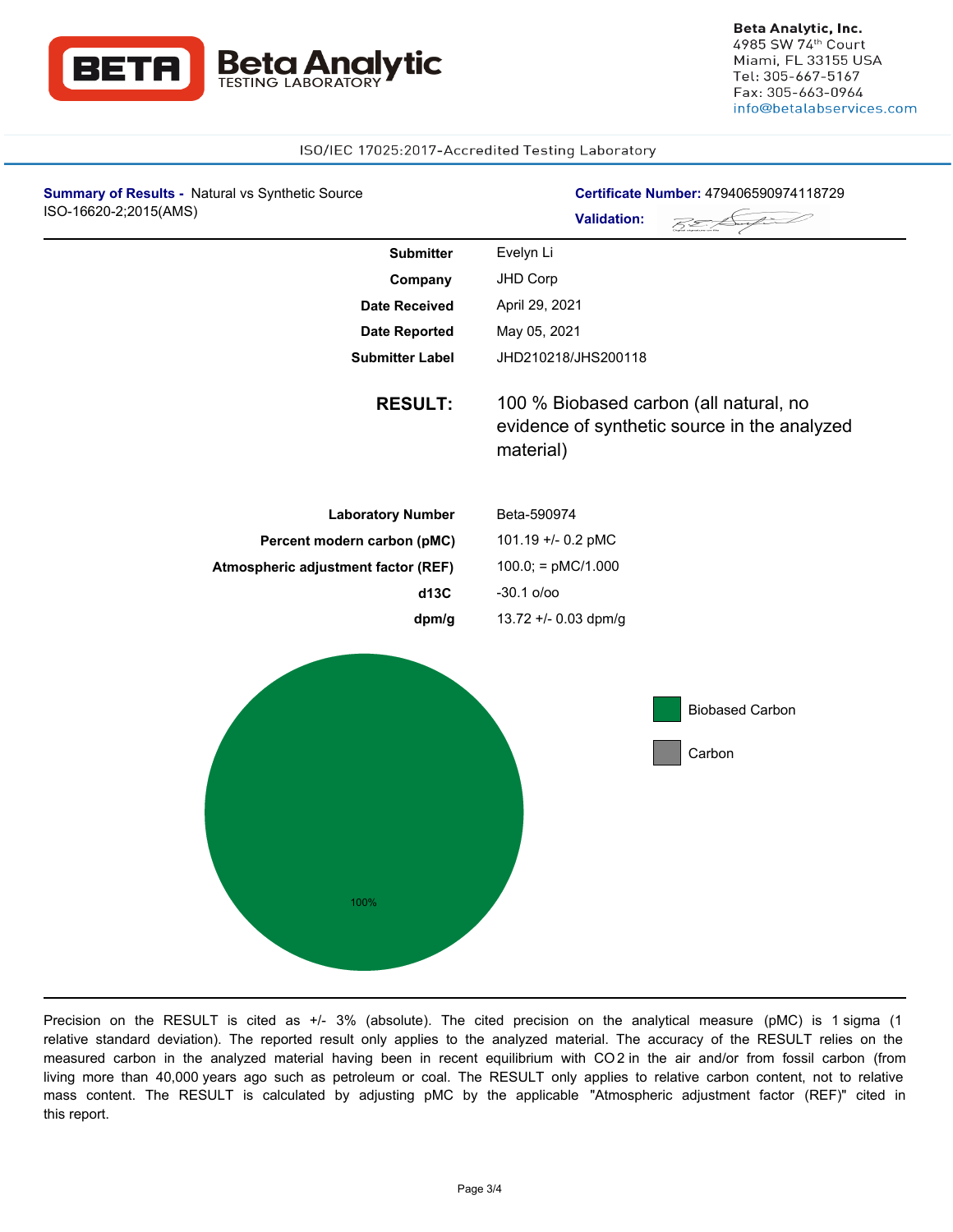**Beta Analytic**
TESTING LABORATORY

**Beta Analytic, Inc.**
4985 SW 74th Court
Miami, FL 33155 USA
Tel: 305-667-5167
Fax: 305-663-0964
info@betalabservices.com

ISO/IEC 17025:2017-Accredited Testing Laboratory

**Summary of Results -** Natural vs Synthetic Source
ISO-16620-2;2015(AMS)

**Certificate Number:** 479406590974118729

**Validation:**

| | |
|---|---|
| **Submitter** | Evelyn Li |
| **Company** | JHD Corp |
| **Date Received** | April 29, 2021 |
| **Date Reported** | May 05, 2021 |
| **Submitter Label** | JHD210218/JHS200118 |

**RESULT:** 100 % Biobased carbon (all natural, no evidence of synthetic source in the analyzed material)

| | |
|---|---|
| **Laboratory Number** | Beta-590974 |
| **Percent modern carbon (pMC)** | 101.19 +/- 0.2 pMC |
| **Atmospheric adjustment factor (REF)** | 100.0; = pMC/1.000 |
| **d13C** | -30.1 o/oo |
| **dpm/g** | 13.72 +/- 0.03 dpm/g |

100%

Biobased Carbon

Carbon

Precision on the RESULT is cited as +/- 3% (absolute). The cited precision on the analytical measure (pMC) is 1 sigma (1 relative standard deviation). The reported result only applies to the analyzed material. The accuracy of the RESULT relies on the measured carbon in the analyzed material having been in recent equilibrium with $CO_2$ in the air and/or from fossil carbon (from living more than 40,000 years ago such as petroleum or coal. The RESULT only applies to relative carbon content, not to relative mass content. The RESULT is calculated by adjusting pMC by the applicable "Atmospheric adjustment factor (REF)" cited in this report.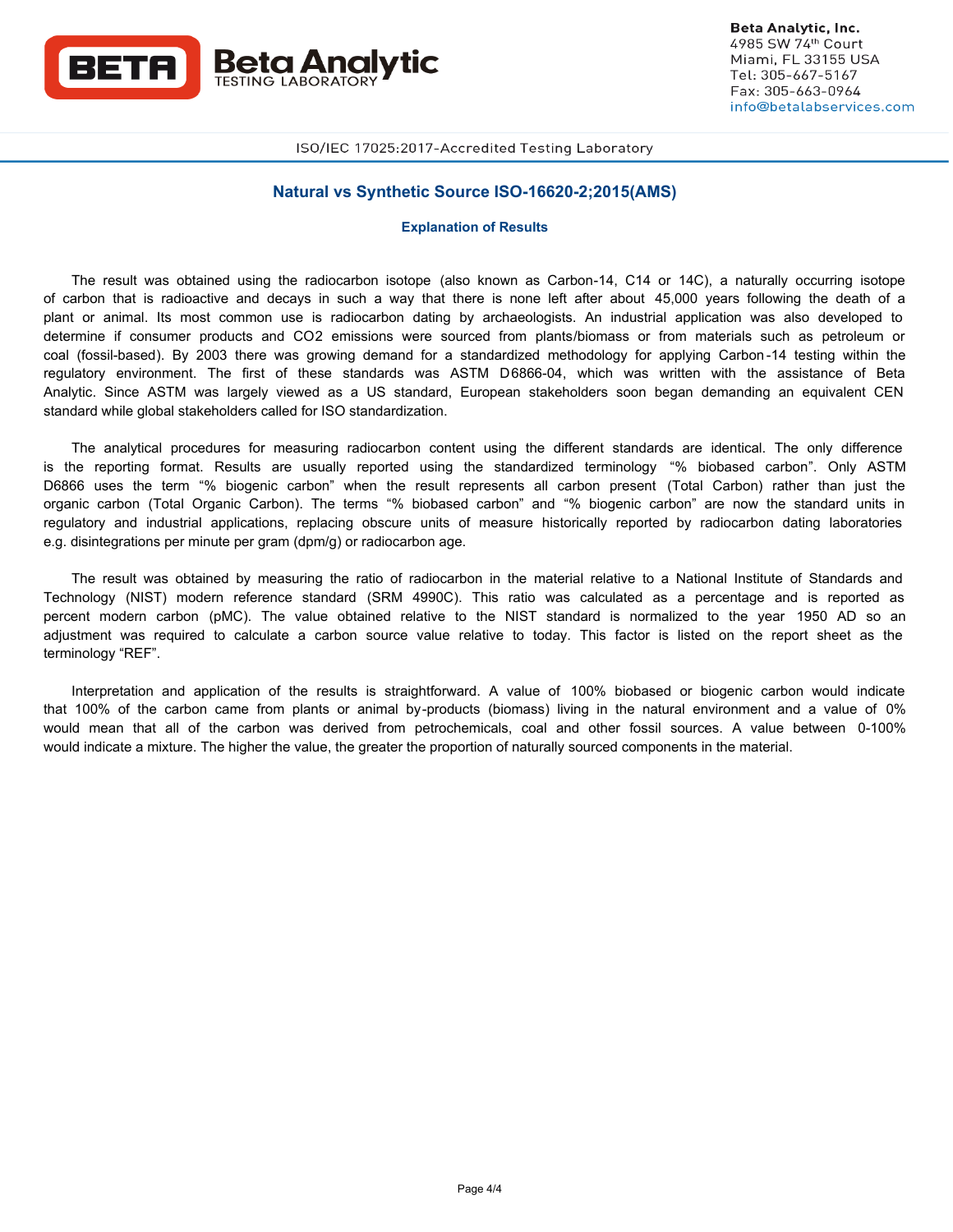Beta Analytic TESTING LABORATORY

**Beta Analytic, Inc.**
4985 SW 74th Court
Miami, FL 33155 USA
Tel: 305-667-5167
Fax: 305-663-0964
info@betalabservices.com

ISO/IEC 17025:2017-Accredited Testing Laboratory

## Natural vs Synthetic Source ISO-16620-2;2015(AMS)

### Explanation of Results

The result was obtained using the radiocarbon isotope (also known as Carbon-14, C14 or 14C), a naturally occurring isotope of carbon that is radioactive and decays in such a way that there is none left after about 45,000 years following the death of a plant or animal. Its most common use is radiocarbon dating by archaeologists. An industrial application was also developed to determine if consumer products and CO2 emissions were sourced from plants/biomass or from materials such as petroleum or coal (fossil-based). By 2003 there was growing demand for a standardized methodology for applying Carbon-14 testing within the regulatory environment. The first of these standards was ASTM D6866-04, which was written with the assistance of Beta Analytic. Since ASTM was largely viewed as a US standard, European stakeholders soon began demanding an equivalent CEN standard while global stakeholders called for ISO standardization.

The analytical procedures for measuring radiocarbon content using the different standards are identical. The only difference is the reporting format. Results are usually reported using the standardized terminology "% biobased carbon". Only ASTM D6866 uses the term "% biogenic carbon" when the result represents all carbon present (Total Carbon) rather than just the organic carbon (Total Organic Carbon). The terms "% biobased carbon" and "% biogenic carbon" are now the standard units in regulatory and industrial applications, replacing obscure units of measure historically reported by radiocarbon dating laboratories e.g. disintegrations per minute per gram (dpm/g) or radiocarbon age.

The result was obtained by measuring the ratio of radiocarbon in the material relative to a National Institute of Standards and Technology (NIST) modern reference standard (SRM 4990C). This ratio was calculated as a percentage and is reported as percent modern carbon (pMC). The value obtained relative to the NIST standard is normalized to the year 1950 AD so an adjustment was required to calculate a carbon source value relative to today. This factor is listed on the report sheet as the terminology "REF".

Interpretation and application of the results is straightforward. A value of 100% biobased or biogenic carbon would indicate that 100% of the carbon came from plants or animal by-products (biomass) living in the natural environment and a value of 0% would mean that all of the carbon was derived from petrochemicals, coal and other fossil sources. A value between 0-100% would indicate a mixture. The higher the value, the greater the proportion of naturally sourced components in the material.